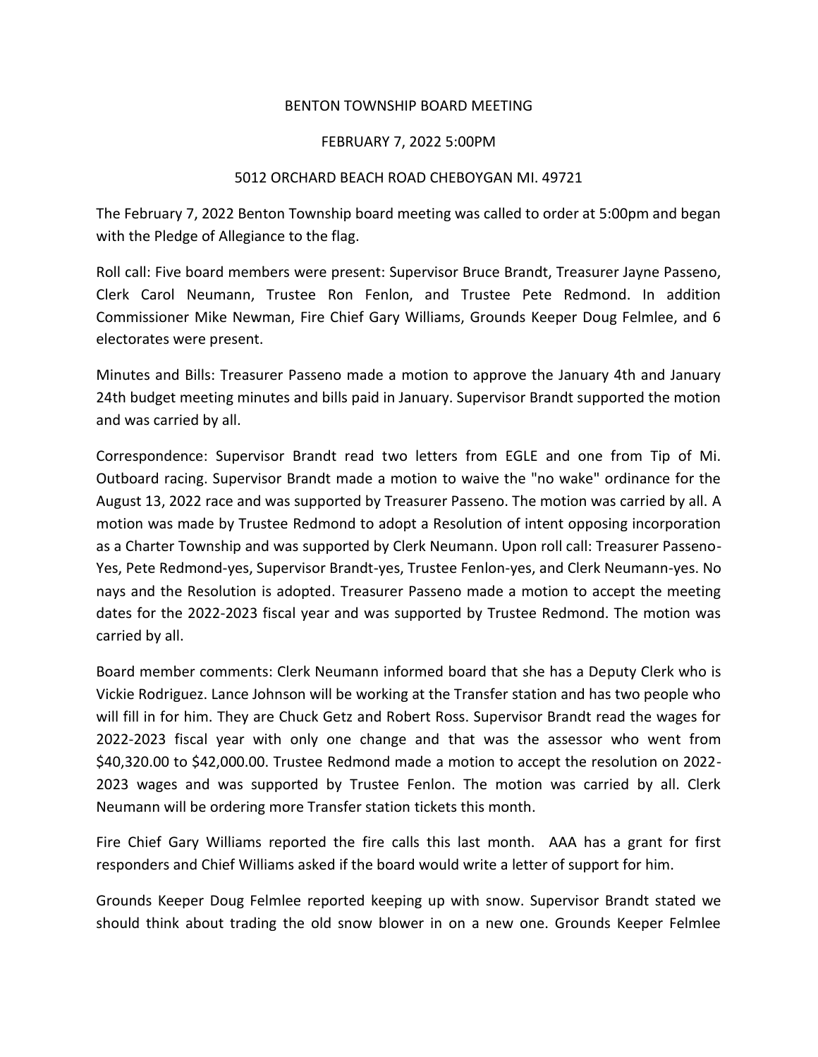# BENTON TOWNSHIP BOARD MEETING

## FEBRUARY 7, 2022 5:00PM

## 5012 ORCHARD BEACH ROAD CHEBOYGAN MI. 49721

The February 7, 2022 Benton Township board meeting was called to order at 5:00pm and began with the Pledge of Allegiance to the flag.

Roll call: Five board members were present: Supervisor Bruce Brandt, Treasurer Jayne Passeno, Clerk Carol Neumann, Trustee Ron Fenlon, and Trustee Pete Redmond. In addition Commissioner Mike Newman, Fire Chief Gary Williams, Grounds Keeper Doug Felmlee, and 6 electorates were present.

Minutes and Bills: Treasurer Passeno made a motion to approve the January 4th and January 24th budget meeting minutes and bills paid in January. Supervisor Brandt supported the motion and was carried by all.

Correspondence: Supervisor Brandt read two letters from EGLE and one from Tip of Mi. Outboard racing. Supervisor Brandt made a motion to waive the "no wake" ordinance for the August 13, 2022 race and was supported by Treasurer Passeno. The motion was carried by all. A motion was made by Trustee Redmond to adopt a Resolution of intent opposing incorporation as a Charter Township and was supported by Clerk Neumann. Upon roll call: Treasurer Passeno-Yes, Pete Redmond-yes, Supervisor Brandt-yes, Trustee Fenlon-yes, and Clerk Neumann-yes. No nays and the Resolution is adopted. Treasurer Passeno made a motion to accept the meeting dates for the 2022-2023 fiscal year and was supported by Trustee Redmond. The motion was carried by all.

Board member comments: Clerk Neumann informed board that she has a Deputy Clerk who is Vickie Rodriguez. Lance Johnson will be working at the Transfer station and has two people who will fill in for him. They are Chuck Getz and Robert Ross. Supervisor Brandt read the wages for 2022-2023 fiscal year with only one change and that was the assessor who went from $40,320.00 to $42,000.00. Trustee Redmond made a motion to accept the resolution on 2022-2023 wages and was supported by Trustee Fenlon. The motion was carried by all. Clerk Neumann will be ordering more Transfer station tickets this month.

Fire Chief Gary Williams reported the fire calls this last month. AAA has a grant for first responders and Chief Williams asked if the board would write a letter of support for him.

Grounds Keeper Doug Felmlee reported keeping up with snow. Supervisor Brandt stated we should think about trading the old snow blower in on a new one. Grounds Keeper Felmlee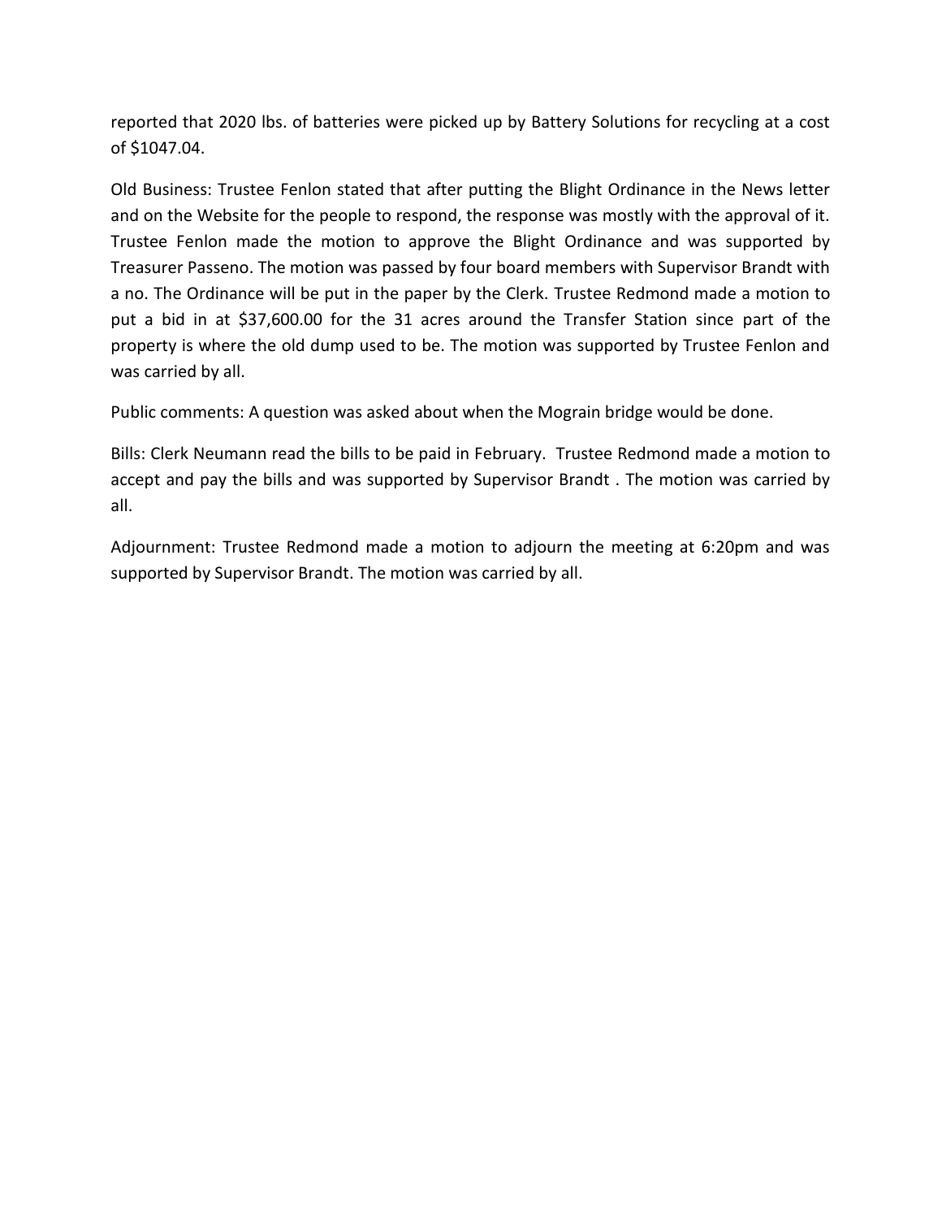reported that 2020 lbs. of batteries were picked up by Battery Solutions for recycling at a cost of $1047.04.

Old Business: Trustee Fenlon stated that after putting the Blight Ordinance in the News letter and on the Website for the people to respond, the response was mostly with the approval of it. Trustee Fenlon made the motion to approve the Blight Ordinance and was supported by Treasurer Passeno. The motion was passed by four board members with Supervisor Brandt with a no. The Ordinance will be put in the paper by the Clerk. Trustee Redmond made a motion to put a bid in at $37,600.00 for the 31 acres around the Transfer Station since part of the property is where the old dump used to be. The motion was supported by Trustee Fenlon and was carried by all.

Public comments: A question was asked about when the Mograin bridge would be done.

Bills: Clerk Neumann read the bills to be paid in February. Trustee Redmond made a motion to accept and pay the bills and was supported by Supervisor Brandt . The motion was carried by all.

Adjournment: Trustee Redmond made a motion to adjourn the meeting at 6:20pm and was supported by Supervisor Brandt. The motion was carried by all.